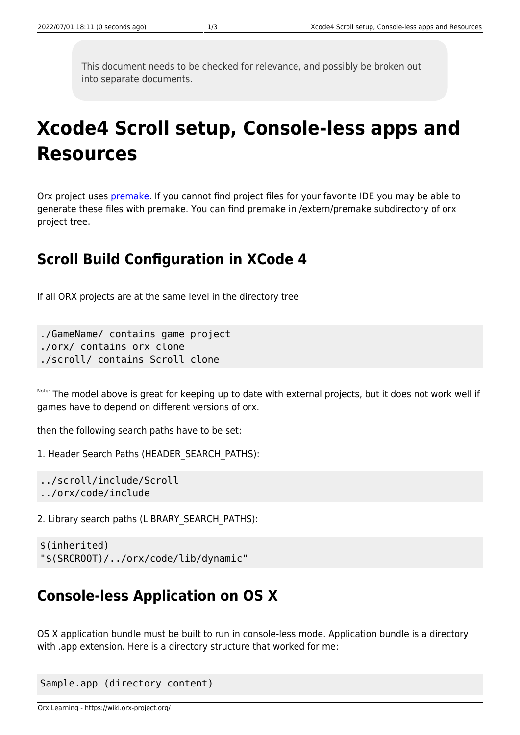This document needs to be checked for relevance, and possibly be broken out into separate documents.

# Xcode4 Scroll setup, Console-less apps and Resources

Orx project uses premake. If you cannot find project files for your favorite IDE you may be able to generate these files with premake. You can find premake in /extern/premake subdirectory of orx project tree.

## Scroll Build Configuration in XCode 4

If all ORX projects are at the same level in the directory tree

```
./GameName/ contains game project
./orx/ contains orx clone
./scroll/ contains Scroll clone
```

Note: The model above is great for keeping up to date with external projects, but it does not work well if games have to depend on different versions of orx.

then the following search paths have to be set:

1. Header Search Paths (HEADER_SEARCH_PATHS):

```
../scroll/include/Scroll
../orx/code/include
```

2. Library search paths (LIBRARY_SEARCH_PATHS):

```
$(inherited)
"$(SRCROOT)/../orx/code/lib/dynamic"
```

## Console-less Application on OS X

OS X application bundle must be built to run in console-less mode. Application bundle is a directory with .app extension. Here is a directory structure that worked for me:

```
Sample.app (directory content)
```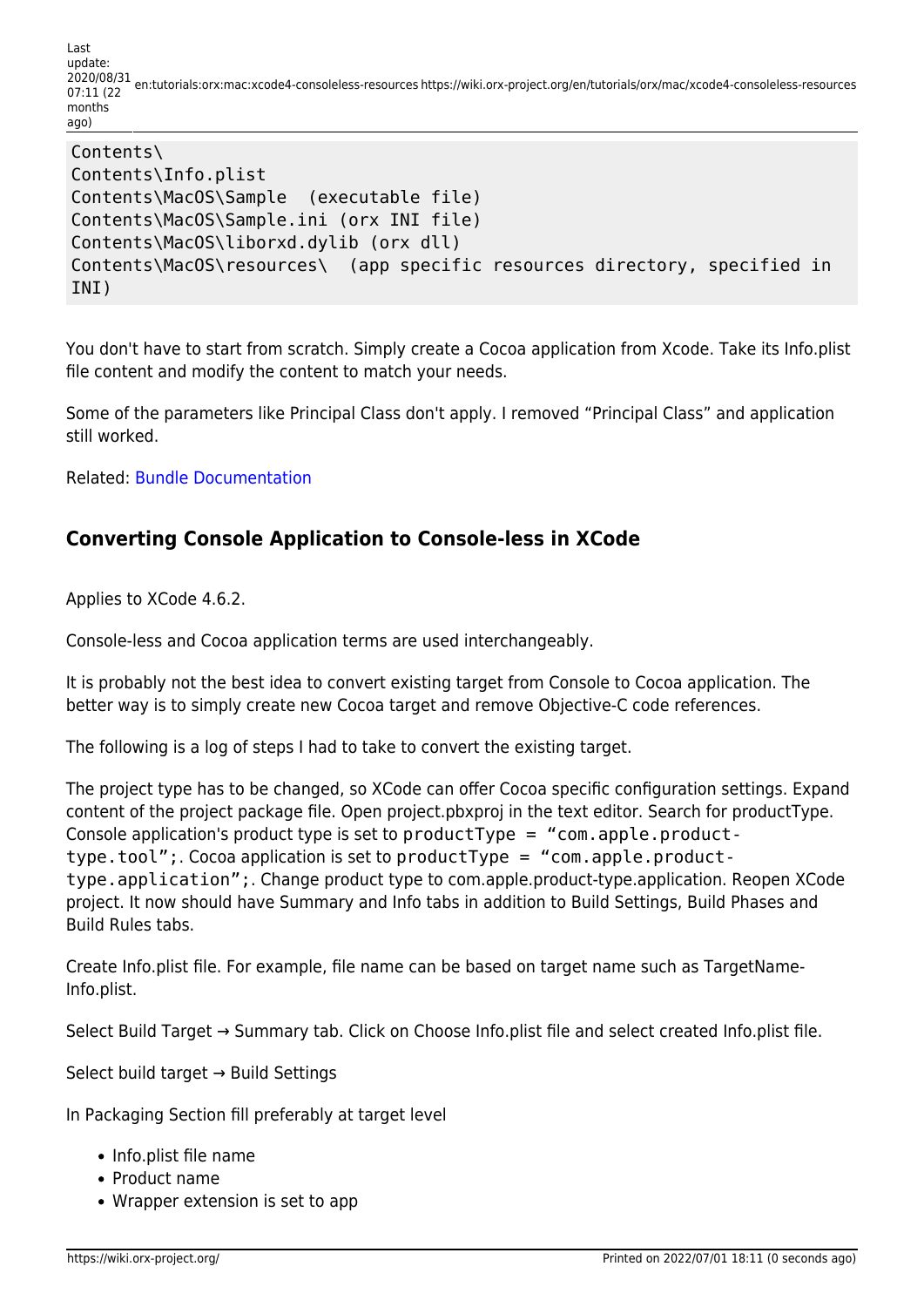```
Contents\
Contents\Info.plist
Contents\MacOS\Sample  (executable file)
Contents\MacOS\Sample.ini (orx INI file)
Contents\MacOS\liborxd.dylib (orx dll)
Contents\MacOS\resources\  (app specific resources directory, specified in INI)
```

You don't have to start from scratch. Simply create a Cocoa application from Xcode. Take its Info.plist file content and modify the content to match your needs.

Some of the parameters like Principal Class don't apply. I removed "Principal Class" and application still worked.

Related: Bundle Documentation

## Converting Console Application to Console-less in XCode

Applies to XCode 4.6.2.

Console-less and Cocoa application terms are used interchangeably.

It is probably not the best idea to convert existing target from Console to Cocoa application. The better way is to simply create new Cocoa target and remove Objective-C code references.

The following is a log of steps I had to take to convert the existing target.

The project type has to be changed, so XCode can offer Cocoa specific configuration settings. Expand content of the project package file. Open project.pbxproj in the text editor. Search for productType. Console application's product type is set to `productType = "com.apple.product-type.tool";`. Cocoa application is set to `productType = "com.apple.product-type.application";`. Change product type to com.apple.product-type.application. Reopen XCode project. It now should have Summary and Info tabs in addition to Build Settings, Build Phases and Build Rules tabs.

Create Info.plist file. For example, file name can be based on target name such as TargetName-Info.plist.

Select Build Target → Summary tab. Click on Choose Info.plist file and select created Info.plist file.

Select build target → Build Settings

In Packaging Section fill preferably at target level

- Info.plist file name
- Product name
- Wrapper extension is set to app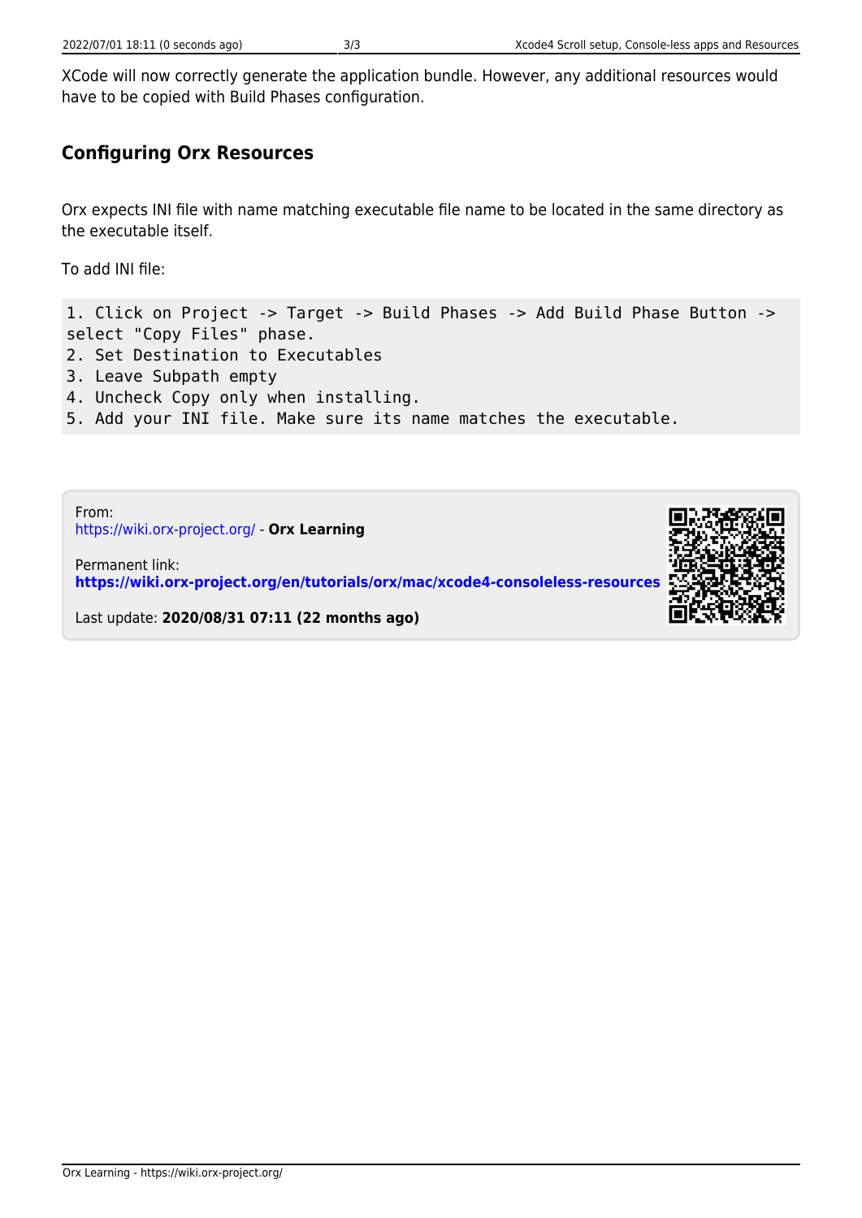XCode will now correctly generate the application bundle. However, any additional resources would have to be copied with Build Phases configuration.

## Configuring Orx Resources

Orx expects INI file with name matching executable file name to be located in the same directory as the executable itself.

To add INI file:

```
1. Click on Project -> Target -> Build Phases -> Add Build Phase Button -> select "Copy Files" phase.
2. Set Destination to Executables
3. Leave Subpath empty
4. Uncheck Copy only when installing.
5. Add your INI file. Make sure its name matches the executable.
```

From:
https://wiki.orx-project.org/ - **Orx Learning**

Permanent link:
**https://wiki.orx-project.org/en/tutorials/orx/mac/xcode4-consoleless-resources**

Last update: **2020/08/31 07:11 (22 months ago)**